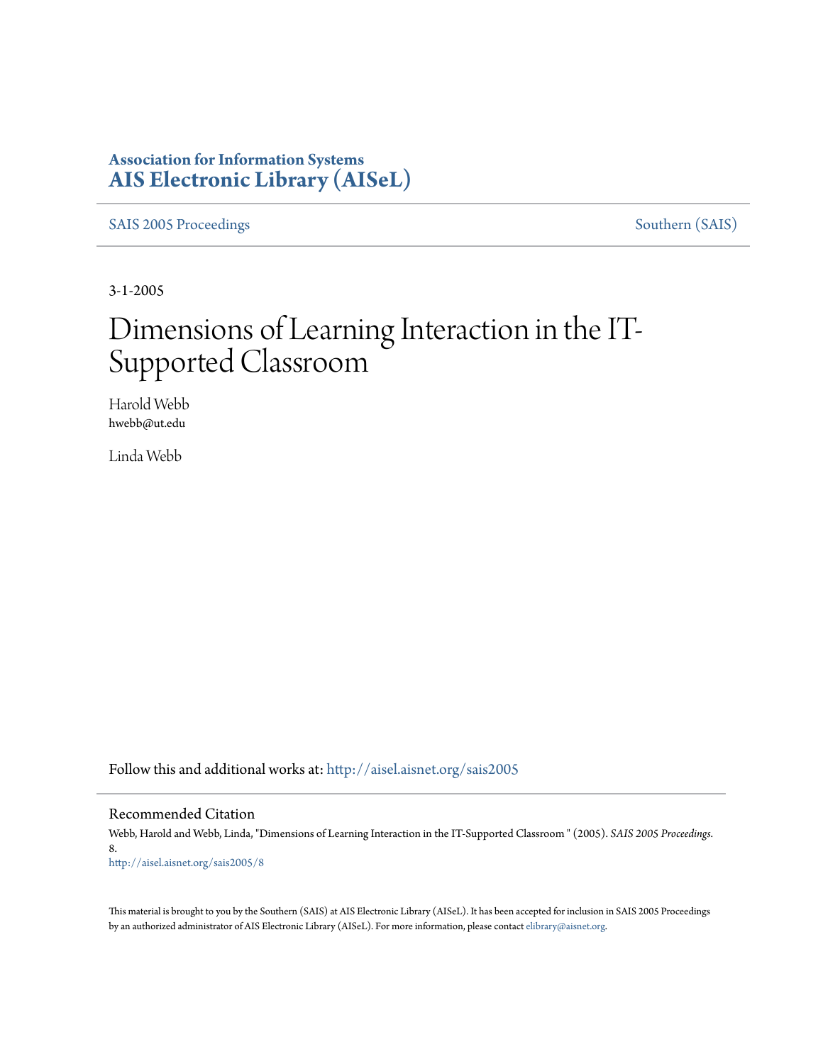**Association for Information Systems**
**AIS Electronic Library (AISeL)**

SAIS 2005 Proceedings | Southern (SAIS)

3-1-2005

# Dimensions of Learning Interaction in the IT-Supported Classroom

Harold Webb
hwebb@ut.edu

Linda Webb

Follow this and additional works at: http://aisel.aisnet.org/sais2005

## Recommended Citation

Webb, Harold and Webb, Linda, "Dimensions of Learning Interaction in the IT-Supported Classroom " (2005). *SAIS 2005 Proceedings*. 8.
http://aisel.aisnet.org/sais2005/8

This material is brought to you by the Southern (SAIS) at AIS Electronic Library (AISeL). It has been accepted for inclusion in SAIS 2005 Proceedings by an authorized administrator of AIS Electronic Library (AISeL). For more information, please contact elibrary@aisnet.org.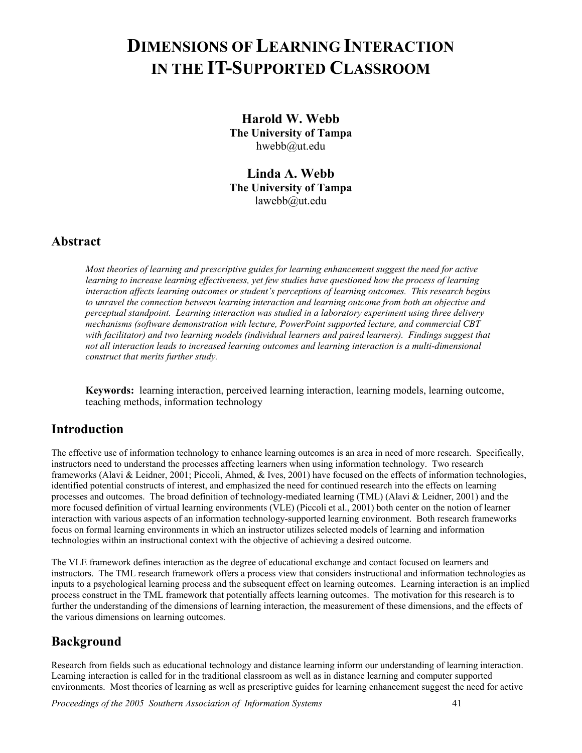# DIMENSIONS OF LEARNING INTERACTION IN THE IT-SUPPORTED CLASSROOM

**Harold W. Webb**
**The University of Tampa**
hwebb@ut.edu

**Linda A. Webb**
**The University of Tampa**
lawebb@ut.edu

## Abstract

*Most theories of learning and prescriptive guides for learning enhancement suggest the need for active learning to increase learning effectiveness, yet few studies have questioned how the process of learning interaction affects learning outcomes or student's perceptions of learning outcomes. This research begins to unravel the connection between learning interaction and learning outcome from both an objective and perceptual standpoint. Learning interaction was studied in a laboratory experiment using three delivery mechanisms (software demonstration with lecture, PowerPoint supported lecture, and commercial CBT with facilitator) and two learning models (individual learners and paired learners). Findings suggest that not all interaction leads to increased learning outcomes and learning interaction is a multi-dimensional construct that merits further study.*

**Keywords:** learning interaction, perceived learning interaction, learning models, learning outcome, teaching methods, information technology

## Introduction

The effective use of information technology to enhance learning outcomes is an area in need of more research. Specifically, instructors need to understand the processes affecting learners when using information technology. Two research frameworks (Alavi & Leidner, 2001; Piccoli, Ahmed, & Ives, 2001) have focused on the effects of information technologies, identified potential constructs of interest, and emphasized the need for continued research into the effects on learning processes and outcomes. The broad definition of technology-mediated learning (TML) (Alavi & Leidner, 2001) and the more focused definition of virtual learning environments (VLE) (Piccoli et al., 2001) both center on the notion of learner interaction with various aspects of an information technology-supported learning environment. Both research frameworks focus on formal learning environments in which an instructor utilizes selected models of learning and information technologies within an instructional context with the objective of achieving a desired outcome.

The VLE framework defines interaction as the degree of educational exchange and contact focused on learners and instructors. The TML research framework offers a process view that considers instructional and information technologies as inputs to a psychological learning process and the subsequent effect on learning outcomes. Learning interaction is an implied process construct in the TML framework that potentially affects learning outcomes. The motivation for this research is to further the understanding of the dimensions of learning interaction, the measurement of these dimensions, and the effects of the various dimensions on learning outcomes.

## Background

Research from fields such as educational technology and distance learning inform our understanding of learning interaction. Learning interaction is called for in the traditional classroom as well as in distance learning and computer supported environments. Most theories of learning as well as prescriptive guides for learning enhancement suggest the need for active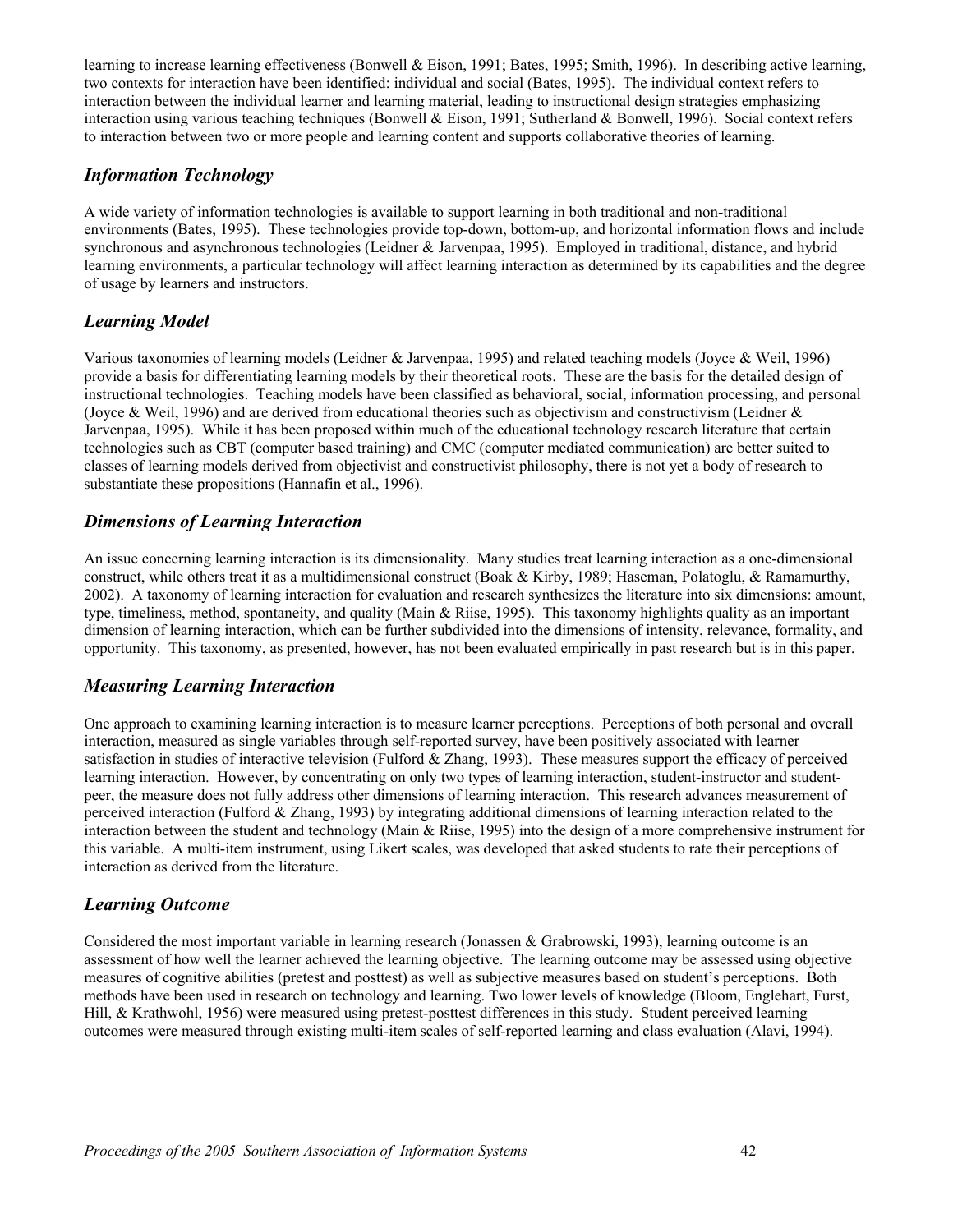learning to increase learning effectiveness (Bonwell & Eison, 1991; Bates, 1995; Smith, 1996). In describing active learning, two contexts for interaction have been identified: individual and social (Bates, 1995). The individual context refers to interaction between the individual learner and learning material, leading to instructional design strategies emphasizing interaction using various teaching techniques (Bonwell & Eison, 1991; Sutherland & Bonwell, 1996). Social context refers to interaction between two or more people and learning content and supports collaborative theories of learning.

## *Information Technology*

A wide variety of information technologies is available to support learning in both traditional and non-traditional environments (Bates, 1995). These technologies provide top-down, bottom-up, and horizontal information flows and include synchronous and asynchronous technologies (Leidner & Jarvenpaa, 1995). Employed in traditional, distance, and hybrid learning environments, a particular technology will affect learning interaction as determined by its capabilities and the degree of usage by learners and instructors.

## *Learning Model*

Various taxonomies of learning models (Leidner & Jarvenpaa, 1995) and related teaching models (Joyce & Weil, 1996) provide a basis for differentiating learning models by their theoretical roots. These are the basis for the detailed design of instructional technologies. Teaching models have been classified as behavioral, social, information processing, and personal (Joyce & Weil, 1996) and are derived from educational theories such as objectivism and constructivism (Leidner & Jarvenpaa, 1995). While it has been proposed within much of the educational technology research literature that certain technologies such as CBT (computer based training) and CMC (computer mediated communication) are better suited to classes of learning models derived from objectivist and constructivist philosophy, there is not yet a body of research to substantiate these propositions (Hannafin et al., 1996).

## *Dimensions of Learning Interaction*

An issue concerning learning interaction is its dimensionality. Many studies treat learning interaction as a one-dimensional construct, while others treat it as a multidimensional construct (Boak & Kirby, 1989; Haseman, Polatoglu, & Ramamurthy, 2002). A taxonomy of learning interaction for evaluation and research synthesizes the literature into six dimensions: amount, type, timeliness, method, spontaneity, and quality (Main & Riise, 1995). This taxonomy highlights quality as an important dimension of learning interaction, which can be further subdivided into the dimensions of intensity, relevance, formality, and opportunity. This taxonomy, as presented, however, has not been evaluated empirically in past research but is in this paper.

## *Measuring Learning Interaction*

One approach to examining learning interaction is to measure learner perceptions. Perceptions of both personal and overall interaction, measured as single variables through self-reported survey, have been positively associated with learner satisfaction in studies of interactive television (Fulford & Zhang, 1993). These measures support the efficacy of perceived learning interaction. However, by concentrating on only two types of learning interaction, student-instructor and student-peer, the measure does not fully address other dimensions of learning interaction. This research advances measurement of perceived interaction (Fulford & Zhang, 1993) by integrating additional dimensions of learning interaction related to the interaction between the student and technology (Main & Riise, 1995) into the design of a more comprehensive instrument for this variable. A multi-item instrument, using Likert scales, was developed that asked students to rate their perceptions of interaction as derived from the literature.

## *Learning Outcome*

Considered the most important variable in learning research (Jonassen & Grabrowski, 1993), learning outcome is an assessment of how well the learner achieved the learning objective. The learning outcome may be assessed using objective measures of cognitive abilities (pretest and posttest) as well as subjective measures based on student's perceptions. Both methods have been used in research on technology and learning. Two lower levels of knowledge (Bloom, Englehart, Furst, Hill, & Krathwohl, 1956) were measured using pretest-posttest differences in this study. Student perceived learning outcomes were measured through existing multi-item scales of self-reported learning and class evaluation (Alavi, 1994).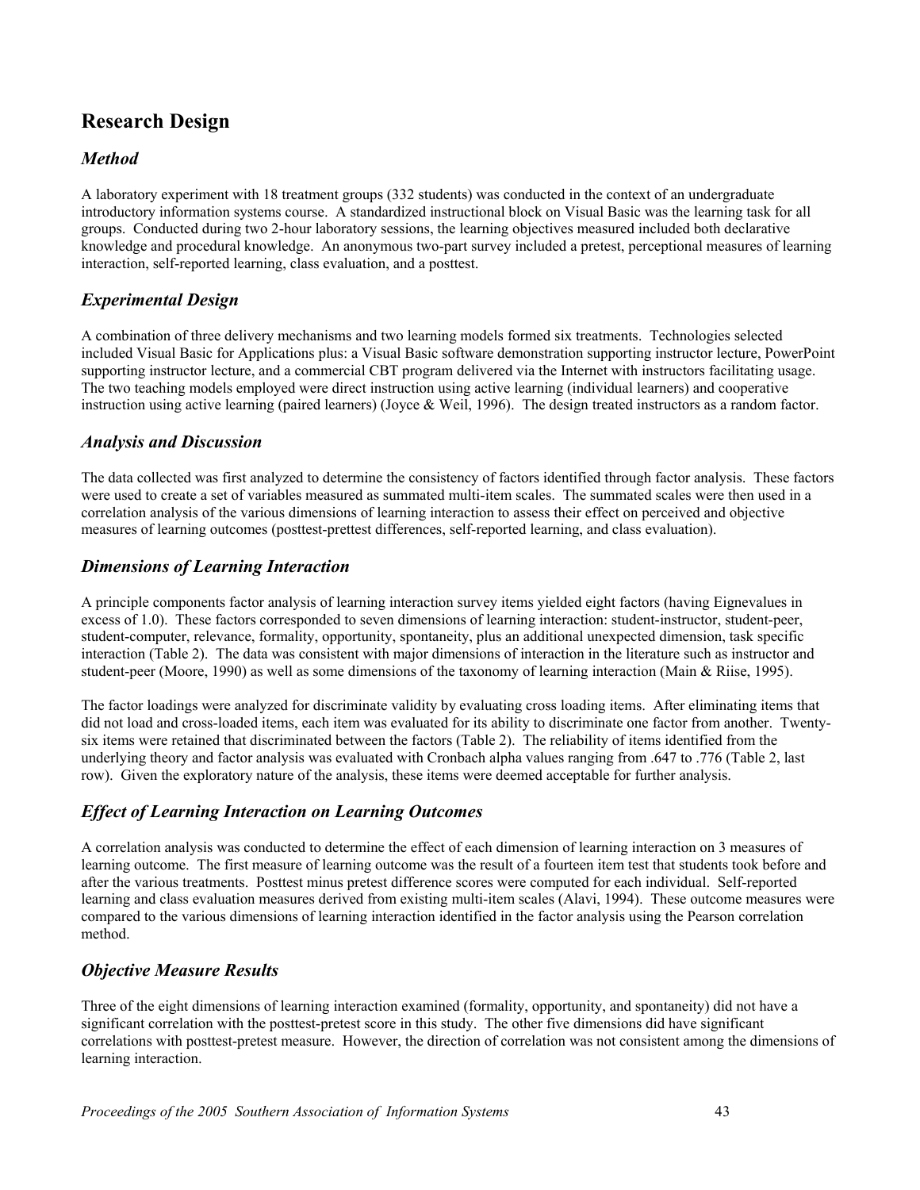## Research Design

### *Method*

A laboratory experiment with 18 treatment groups (332 students) was conducted in the context of an undergraduate introductory information systems course. A standardized instructional block on Visual Basic was the learning task for all groups. Conducted during two 2-hour laboratory sessions, the learning objectives measured included both declarative knowledge and procedural knowledge. An anonymous two-part survey included a pretest, perceptional measures of learning interaction, self-reported learning, class evaluation, and a posttest.

### *Experimental Design*

A combination of three delivery mechanisms and two learning models formed six treatments. Technologies selected included Visual Basic for Applications plus: a Visual Basic software demonstration supporting instructor lecture, PowerPoint supporting instructor lecture, and a commercial CBT program delivered via the Internet with instructors facilitating usage. The two teaching models employed were direct instruction using active learning (individual learners) and cooperative instruction using active learning (paired learners) (Joyce & Weil, 1996). The design treated instructors as a random factor.

### *Analysis and Discussion*

The data collected was first analyzed to determine the consistency of factors identified through factor analysis. These factors were used to create a set of variables measured as summated multi-item scales. The summated scales were then used in a correlation analysis of the various dimensions of learning interaction to assess their effect on perceived and objective measures of learning outcomes (posttest-prettest differences, self-reported learning, and class evaluation).

### *Dimensions of Learning Interaction*

A principle components factor analysis of learning interaction survey items yielded eight factors (having Eignevalues in excess of 1.0). These factors corresponded to seven dimensions of learning interaction: student-instructor, student-peer, student-computer, relevance, formality, opportunity, spontaneity, plus an additional unexpected dimension, task specific interaction (Table 2). The data was consistent with major dimensions of interaction in the literature such as instructor and student-peer (Moore, 1990) as well as some dimensions of the taxonomy of learning interaction (Main & Riise, 1995).

The factor loadings were analyzed for discriminate validity by evaluating cross loading items. After eliminating items that did not load and cross-loaded items, each item was evaluated for its ability to discriminate one factor from another. Twenty-six items were retained that discriminated between the factors (Table 2). The reliability of items identified from the underlying theory and factor analysis was evaluated with Cronbach alpha values ranging from .647 to .776 (Table 2, last row). Given the exploratory nature of the analysis, these items were deemed acceptable for further analysis.

### *Effect of Learning Interaction on Learning Outcomes*

A correlation analysis was conducted to determine the effect of each dimension of learning interaction on 3 measures of learning outcome. The first measure of learning outcome was the result of a fourteen item test that students took before and after the various treatments. Posttest minus pretest difference scores were computed for each individual. Self-reported learning and class evaluation measures derived from existing multi-item scales (Alavi, 1994). These outcome measures were compared to the various dimensions of learning interaction identified in the factor analysis using the Pearson correlation method.

### *Objective Measure Results*

Three of the eight dimensions of learning interaction examined (formality, opportunity, and spontaneity) did not have a significant correlation with the posttest-pretest score in this study. The other five dimensions did have significant correlations with posttest-pretest measure. However, the direction of correlation was not consistent among the dimensions of learning interaction.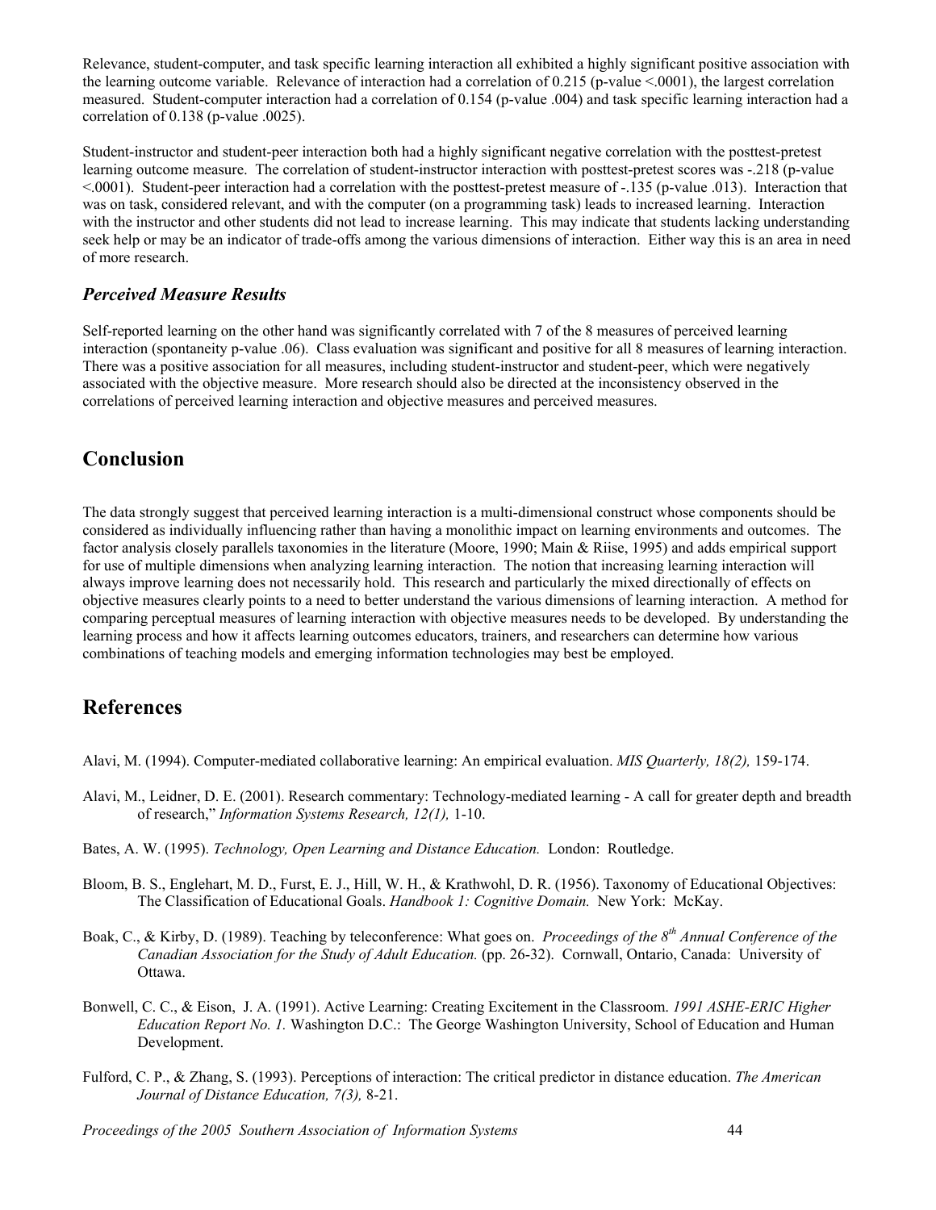Relevance, student-computer, and task specific learning interaction all exhibited a highly significant positive association with the learning outcome variable. Relevance of interaction had a correlation of 0.215 (p-value <.0001), the largest correlation measured. Student-computer interaction had a correlation of 0.154 (p-value .004) and task specific learning interaction had a correlation of 0.138 (p-value .0025).

Student-instructor and student-peer interaction both had a highly significant negative correlation with the posttest-pretest learning outcome measure. The correlation of student-instructor interaction with posttest-pretest scores was -.218 (p-value <.0001). Student-peer interaction had a correlation with the posttest-pretest measure of -.135 (p-value .013). Interaction that was on task, considered relevant, and with the computer (on a programming task) leads to increased learning. Interaction with the instructor and other students did not lead to increase learning. This may indicate that students lacking understanding seek help or may be an indicator of trade-offs among the various dimensions of interaction. Either way this is an area in need of more research.

### *Perceived Measure Results*

Self-reported learning on the other hand was significantly correlated with 7 of the 8 measures of perceived learning interaction (spontaneity p-value .06). Class evaluation was significant and positive for all 8 measures of learning interaction. There was a positive association for all measures, including student-instructor and student-peer, which were negatively associated with the objective measure. More research should also be directed at the inconsistency observed in the correlations of perceived learning interaction and objective measures and perceived measures.

## Conclusion

The data strongly suggest that perceived learning interaction is a multi-dimensional construct whose components should be considered as individually influencing rather than having a monolithic impact on learning environments and outcomes. The factor analysis closely parallels taxonomies in the literature (Moore, 1990; Main & Riise, 1995) and adds empirical support for use of multiple dimensions when analyzing learning interaction. The notion that increasing learning interaction will always improve learning does not necessarily hold. This research and particularly the mixed directionally of effects on objective measures clearly points to a need to better understand the various dimensions of learning interaction. A method for comparing perceptual measures of learning interaction with objective measures needs to be developed. By understanding the learning process and how it affects learning outcomes educators, trainers, and researchers can determine how various combinations of teaching models and emerging information technologies may best be employed.

## References

Alavi, M. (1994). Computer-mediated collaborative learning: An empirical evaluation. *MIS Quarterly, 18(2),* 159-174.

Alavi, M., Leidner, D. E. (2001). Research commentary: Technology-mediated learning - A call for greater depth and breadth of research," *Information Systems Research, 12(1),* 1-10.

Bates, A. W. (1995). *Technology, Open Learning and Distance Education.* London: Routledge.

Bloom, B. S., Englehart, M. D., Furst, E. J., Hill, W. H., & Krathwohl, D. R. (1956). Taxonomy of Educational Objectives: The Classification of Educational Goals. *Handbook 1: Cognitive Domain.* New York: McKay.

Boak, C., & Kirby, D. (1989). Teaching by teleconference: What goes on. *Proceedings of the 8th Annual Conference of the Canadian Association for the Study of Adult Education.* (pp. 26-32). Cornwall, Ontario, Canada: University of Ottawa.

Bonwell, C. C., & Eison, J. A. (1991). Active Learning: Creating Excitement in the Classroom. *1991 ASHE-ERIC Higher Education Report No. 1.* Washington D.C.: The George Washington University, School of Education and Human Development.

Fulford, C. P., & Zhang, S. (1993). Perceptions of interaction: The critical predictor in distance education. *The American Journal of Distance Education, 7(3),* 8-21.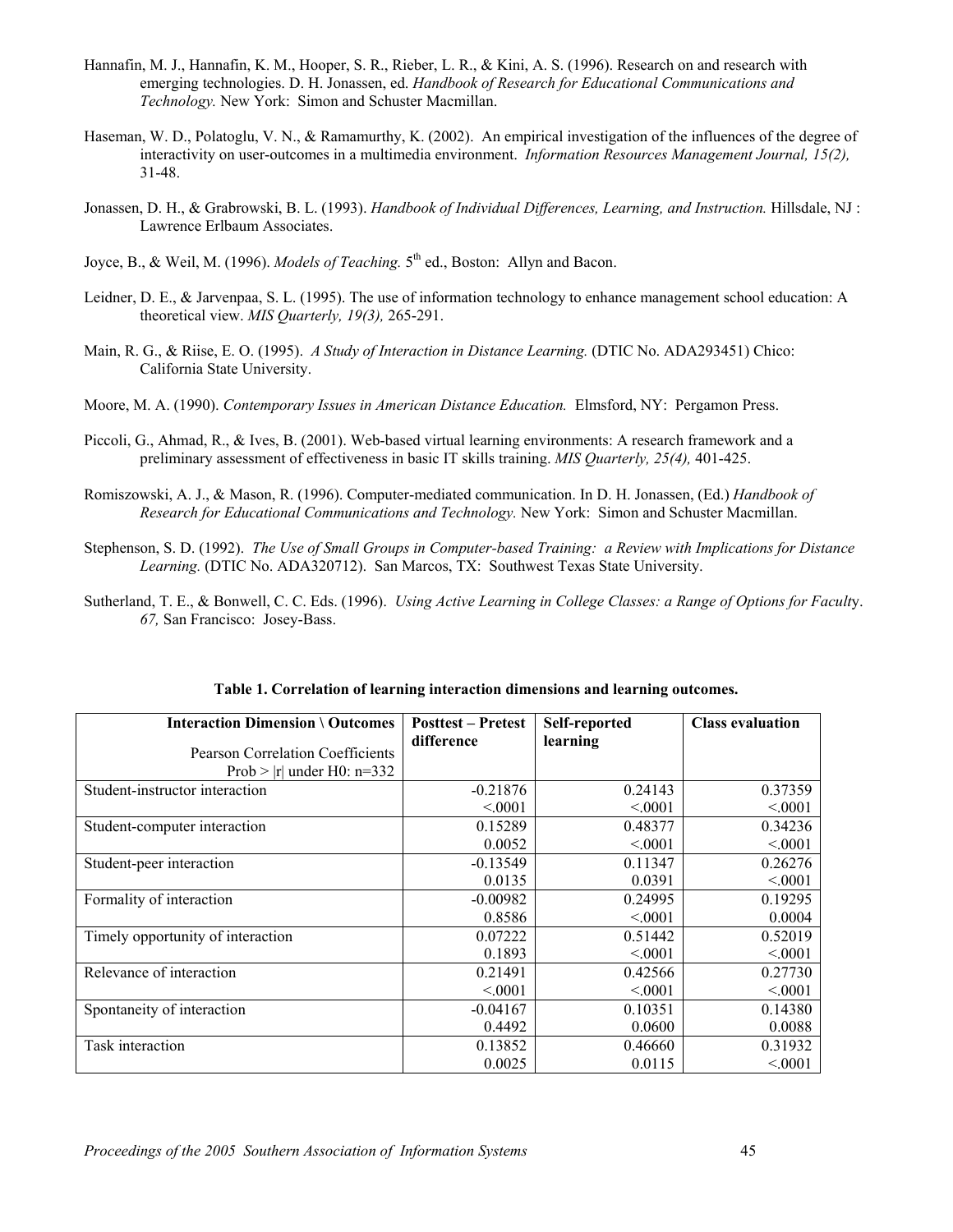Hannafin, M. J., Hannafin, K. M., Hooper, S. R., Rieber, L. R., & Kini, A. S. (1996). Research on and research with emerging technologies. D. H. Jonassen, ed. *Handbook of Research for Educational Communications and Technology.* New York: Simon and Schuster Macmillan.

Haseman, W. D., Polatoglu, V. N., & Ramamurthy, K. (2002). An empirical investigation of the influences of the degree of interactivity on user-outcomes in a multimedia environment. *Information Resources Management Journal, 15(2),* 31-48.

Jonassen, D. H., & Grabrowski, B. L. (1993). *Handbook of Individual Differences, Learning, and Instruction.* Hillsdale, NJ : Lawrence Erlbaum Associates.

Joyce, B., & Weil, M. (1996). *Models of Teaching.* 5th ed., Boston: Allyn and Bacon.

Leidner, D. E., & Jarvenpaa, S. L. (1995). The use of information technology to enhance management school education: A theoretical view. *MIS Quarterly, 19(3),* 265-291.

Main, R. G., & Riise, E. O. (1995). *A Study of Interaction in Distance Learning.* (DTIC No. ADA293451) Chico: California State University.

Moore, M. A. (1990). *Contemporary Issues in American Distance Education.* Elmsford, NY: Pergamon Press.

Piccoli, G., Ahmad, R., & Ives, B. (2001). Web-based virtual learning environments: A research framework and a preliminary assessment of effectiveness in basic IT skills training. *MIS Quarterly, 25(4),* 401-425.

Romiszowski, A. J., & Mason, R. (1996). Computer-mediated communication. In D. H. Jonassen, (Ed.) *Handbook of Research for Educational Communications and Technology.* New York: Simon and Schuster Macmillan.

Stephenson, S. D. (1992). *The Use of Small Groups in Computer-based Training: a Review with Implications for Distance Learning.* (DTIC No. ADA320712). San Marcos, TX: Southwest Texas State University.

Sutherland, T. E., & Bonwell, C. C. Eds. (1996). *Using Active Learning in College Classes: a Range of Options for Faculty. 67,* San Francisco: Josey-Bass.

**Table 1. Correlation of learning interaction dimensions and learning outcomes.**

| **Interaction Dimension \ Outcomes** Pearson Correlation Coefficients Prob > \|r\| under H0: n=332 | **Posttest – Pretest difference** | **Self-reported learning** | **Class evaluation** |
|---|---|---|---|
| Student-instructor interaction | -0.21876<br><.0001 | 0.24143<br><.0001 | 0.37359<br><.0001 |
| Student-computer interaction | 0.15289<br>0.0052 | 0.48377<br><.0001 | 0.34236<br><.0001 |
| Student-peer interaction | -0.13549<br>0.0135 | 0.11347<br>0.0391 | 0.26276<br><.0001 |
| Formality of interaction | -0.00982<br>0.8586 | 0.24995<br><.0001 | 0.19295<br>0.0004 |
| Timely opportunity of interaction | 0.07222<br>0.1893 | 0.51442<br><.0001 | 0.52019<br><.0001 |
| Relevance of interaction | 0.21491<br><.0001 | 0.42566<br><.0001 | 0.27730<br><.0001 |
| Spontaneity of interaction | -0.04167<br>0.4492 | 0.10351<br>0.0600 | 0.14380<br>0.0088 |
| Task interaction | 0.13852<br>0.0025 | 0.46660<br>0.0115 | 0.31932<br><.0001 |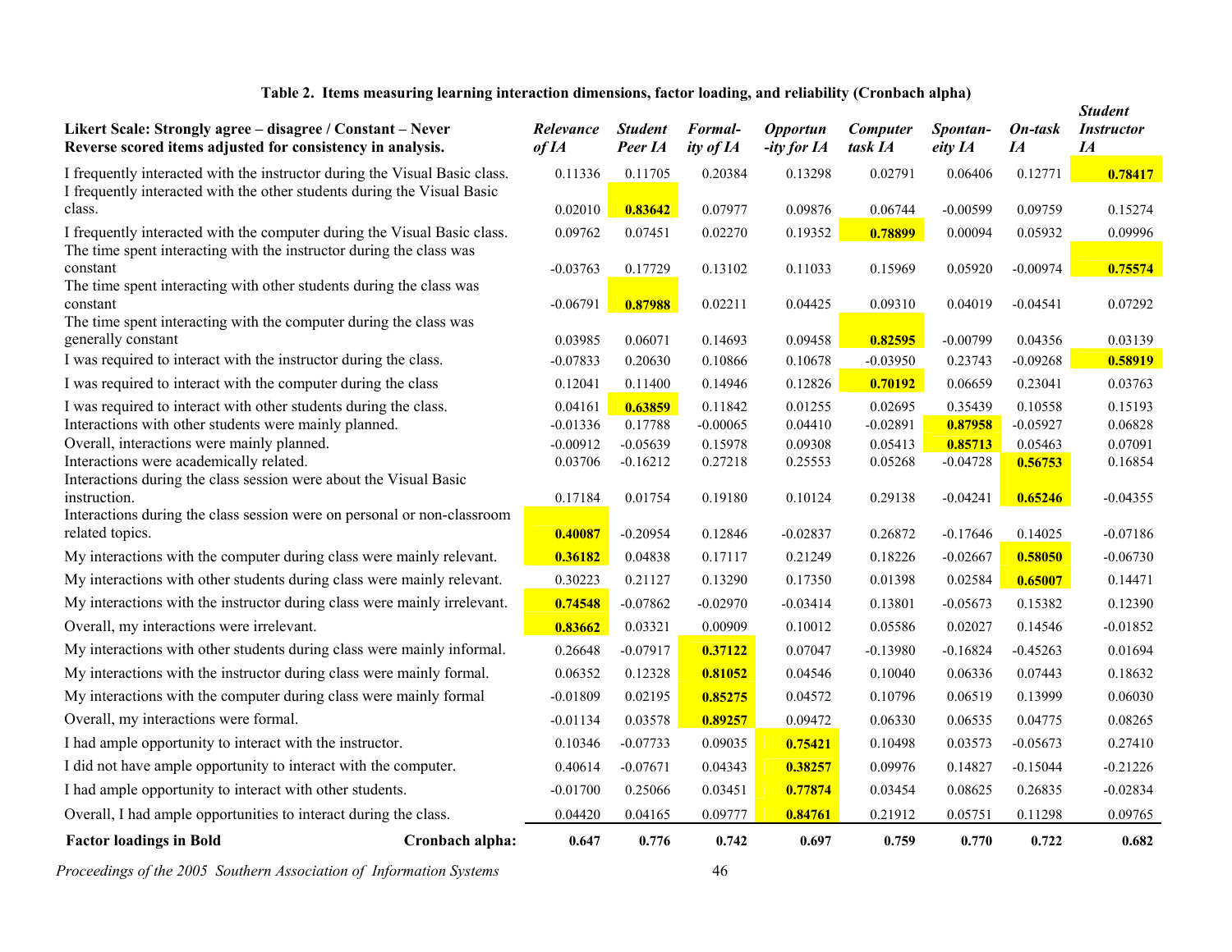**Table 2. Items measuring learning interaction dimensions, factor loading, and reliability (Cronbach alpha)**

| Likert Scale: Strongly agree – disagree / Constant – Never<br>Reverse scored items adjusted for consistency in analysis. | *Relevance of IA* | *Student Peer IA* | *Formal-ity of IA* | *Opportun-ity for IA* | *Computer task IA* | *Spontan-eity IA* | *On-task IA* | *Student Instructor IA* |
|---|---|---|---|---|---|---|---|---|
| I frequently interacted with the instructor during the Visual Basic class. | 0.11336 | 0.11705 | 0.20384 | 0.13298 | 0.02791 | 0.06406 | 0.12771 | **0.78417** |
| I frequently interacted with the other students during the Visual Basic class. | 0.02010 | **0.83642** | 0.07977 | 0.09876 | 0.06744 | -0.00599 | 0.09759 | 0.15274 |
| I frequently interacted with the computer during the Visual Basic class. | 0.09762 | 0.07451 | 0.02270 | 0.19352 | **0.78899** | 0.00094 | 0.05932 | 0.09996 |
| The time spent interacting with the instructor during the class was constant | -0.03763 | 0.17729 | 0.13102 | 0.11033 | 0.15969 | 0.05920 | -0.00974 | **0.75574** |
| The time spent interacting with other students during the class was constant | -0.06791 | **0.87988** | 0.02211 | 0.04425 | 0.09310 | 0.04019 | -0.04541 | 0.07292 |
| The time spent interacting with the computer during the class was generally constant | 0.03985 | 0.06071 | 0.14693 | 0.09458 | **0.82595** | -0.00799 | 0.04356 | 0.03139 |
| I was required to interact with the instructor during the class. | -0.07833 | 0.20630 | 0.10866 | 0.10678 | -0.03950 | 0.23743 | -0.09268 | **0.58919** |
| I was required to interact with the computer during the class | 0.12041 | 0.11400 | 0.14946 | 0.12826 | **0.70192** | 0.06659 | 0.23041 | 0.03763 |
| I was required to interact with other students during the class. | 0.04161 | **0.63859** | 0.11842 | 0.01255 | 0.02695 | 0.35439 | 0.10558 | 0.15193 |
| Interactions with other students were mainly planned. | -0.01336 | 0.17788 | -0.00065 | 0.04410 | -0.02891 | **0.87958** | -0.05927 | 0.06828 |
| Overall, interactions were mainly planned. | -0.00912 | -0.05639 | 0.15978 | 0.09308 | 0.05413 | **0.85713** | 0.05463 | 0.07091 |
| Interactions were academically related. | 0.03706 | -0.16212 | 0.27218 | 0.25553 | 0.05268 | -0.04728 | **0.56753** | 0.16854 |
| Interactions during the class session were about the Visual Basic instruction. | 0.17184 | 0.01754 | 0.19180 | 0.10124 | 0.29138 | -0.04241 | **0.65246** | -0.04355 |
| Interactions during the class session were on personal or non-classroom related topics. | **0.40087** | -0.20954 | 0.12846 | -0.02837 | 0.26872 | -0.17646 | 0.14025 | -0.07186 |
| My interactions with the computer during class were mainly relevant. | **0.36182** | 0.04838 | 0.17117 | 0.21249 | 0.18226 | -0.02667 | **0.58050** | -0.06730 |
| My interactions with other students during class were mainly relevant. | 0.30223 | 0.21127 | 0.13290 | 0.17350 | 0.01398 | 0.02584 | **0.65007** | 0.14471 |
| My interactions with the instructor during class were mainly irrelevant. | **0.74548** | -0.07862 | -0.02970 | -0.03414 | 0.13801 | -0.05673 | 0.15382 | 0.12390 |
| Overall, my interactions were irrelevant. | **0.83662** | 0.03321 | 0.00909 | 0.10012 | 0.05586 | 0.02027 | 0.14546 | -0.01852 |
| My interactions with other students during class were mainly informal. | 0.26648 | -0.07917 | **0.37122** | 0.07047 | -0.13980 | -0.16824 | -0.45263 | 0.01694 |
| My interactions with the instructor during class were mainly formal. | 0.06352 | 0.12328 | **0.81052** | 0.04546 | 0.10040 | 0.06336 | 0.07443 | 0.18632 |
| My interactions with the computer during class were mainly formal | -0.01809 | 0.02195 | **0.85275** | 0.04572 | 0.10796 | 0.06519 | 0.13999 | 0.06030 |
| Overall, my interactions were formal. | -0.01134 | 0.03578 | **0.89257** | 0.09472 | 0.06330 | 0.06535 | 0.04775 | 0.08265 |
| I had ample opportunity to interact with the instructor. | 0.10346 | -0.07733 | 0.09035 | **0.75421** | 0.10498 | 0.03573 | -0.05673 | 0.27410 |
| I did not have ample opportunity to interact with the computer. | 0.40614 | -0.07671 | 0.04343 | **0.38257** | 0.09976 | 0.14827 | -0.15044 | -0.21226 |
| I had ample opportunity to interact with other students. | -0.01700 | 0.25066 | 0.03451 | **0.77874** | 0.03454 | 0.08625 | 0.26835 | -0.02834 |
| Overall, I had ample opportunities to interact during the class. | 0.04420 | 0.04165 | 0.09777 | **0.84761** | 0.21912 | 0.05751 | 0.11298 | 0.09765 |
| **Factor loadings in Bold** **Cronbach alpha:** | **0.647** | **0.776** | **0.742** | **0.697** | **0.759** | **0.770** | **0.722** | **0.682** |